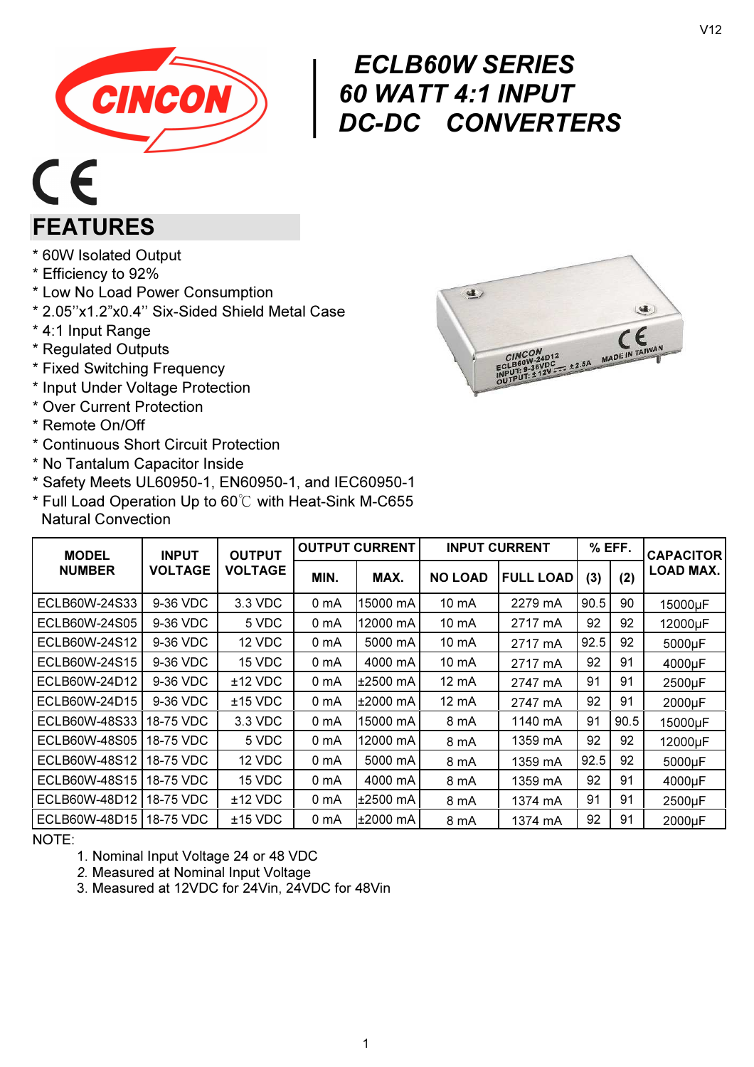V12

# ECLB60W SERIES
# 60 WATT 4:1 INPUT
# DC-DC CONVERTERS

## FEATURES

* 60W Isolated Output
* Efficiency to 92%
* Low No Load Power Consumption
* 2.05''x1.2"x0.4'' Six-Sided Shield Metal Case
* 4:1 Input Range
* Regulated Outputs
* Fixed Switching Frequency
* Input Under Voltage Protection
* Over Current Protection
* Remote On/Off
* Continuous Short Circuit Protection
* No Tantalum Capacitor Inside
* Safety Meets UL60950-1, EN60950-1, and IEC60950-1
* Full Load Operation Up to 60℃ with Heat-Sink M-C655 Natural Convection

| MODEL NUMBER | INPUT VOLTAGE | OUTPUT VOLTAGE | OUTPUT CURRENT | | INPUT CURRENT | | % EFF. | | CAPACITOR LOAD MAX. |
|---|---|---|---|---|---|---|---|---|---|
| | | | MIN. | MAX. | NO LOAD | FULL LOAD | (3) | (2) | |
| ECLB60W-24S33 | 9-36 VDC | 3.3 VDC | 0 mA | 15000 mA | 10 mA | 2279 mA | 90.5 | 90 | 15000μF |
| ECLB60W-24S05 | 9-36 VDC | 5 VDC | 0 mA | 12000 mA | 10 mA | 2717 mA | 92 | 92 | 12000μF |
| ECLB60W-24S12 | 9-36 VDC | 12 VDC | 0 mA | 5000 mA | 10 mA | 2717 mA | 92.5 | 92 | 5000μF |
| ECLB60W-24S15 | 9-36 VDC | 15 VDC | 0 mA | 4000 mA | 10 mA | 2717 mA | 92 | 91 | 4000μF |
| ECLB60W-24D12 | 9-36 VDC | ±12 VDC | 0 mA | ±2500 mA | 12 mA | 2747 mA | 91 | 91 | 2500μF |
| ECLB60W-24D15 | 9-36 VDC | ±15 VDC | 0 mA | ±2000 mA | 12 mA | 2747 mA | 92 | 91 | 2000μF |
| ECLB60W-48S33 | 18-75 VDC | 3.3 VDC | 0 mA | 15000 mA | 8 mA | 1140 mA | 91 | 90.5 | 15000μF |
| ECLB60W-48S05 | 18-75 VDC | 5 VDC | 0 mA | 12000 mA | 8 mA | 1359 mA | 92 | 92 | 12000μF |
| ECLB60W-48S12 | 18-75 VDC | 12 VDC | 0 mA | 5000 mA | 8 mA | 1359 mA | 92.5 | 92 | 5000μF |
| ECLB60W-48S15 | 18-75 VDC | 15 VDC | 0 mA | 4000 mA | 8 mA | 1359 mA | 92 | 91 | 4000μF |
| ECLB60W-48D12 | 18-75 VDC | ±12 VDC | 0 mA | ±2500 mA | 8 mA | 1374 mA | 91 | 91 | 2500μF |
| ECLB60W-48D15 | 18-75 VDC | ±15 VDC | 0 mA | ±2000 mA | 8 mA | 1374 mA | 92 | 91 | 2000μF |

NOTE:

1. Nominal Input Voltage 24 or 48 VDC
2. Measured at Nominal Input Voltage
3. Measured at 12VDC for 24Vin, 24VDC for 48Vin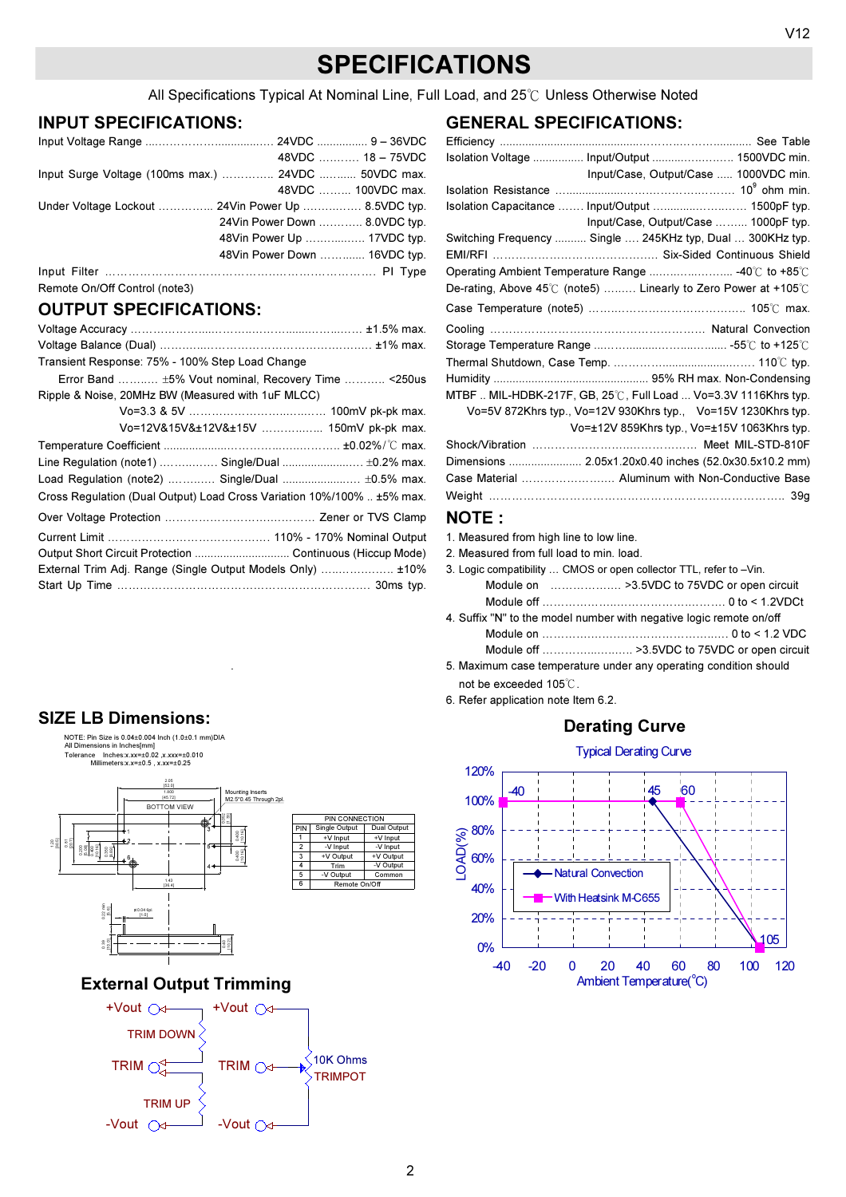# SPECIFICATIONS

All Specifications Typical At Nominal Line, Full Load, and 25℃ Unless Otherwise Noted

## INPUT SPECIFICATIONS:

Input Voltage Range ........................................ 24VDC ............... 9 – 36VDC
48VDC ........... 18 – 75VDC

Input Surge Voltage (100ms max.) .............. 24VDC ........... 50VDC max.
48VDC ......... 100VDC max.

Under Voltage Lockout .............. 24Vin Power Up ................ 8.5VDC typ.
24Vin Power Down ............ 8.0VDC typ.
48Vin Power Up ................. 17VDC typ.
48Vin Power Down ............. 16VDC typ.

Input Filter ........................................................................... PI Type

Remote On/Off Control (note3)

## OUTPUT SPECIFICATIONS:

Voltage Accuracy .............................................................. ±1.5% max.

Voltage Balance (Dual) ......................................................... ±1% max.

Transient Response: 75% - 100% Step Load Change

Error Band ........... ±5% Vout nominal, Recovery Time ........... <250us

Ripple & Noise, 20MHz BW (Measured with 1uF MLCC)

Vo=3.3 & 5V ......................................... 100mV pk-pk max.

Vo=12V&15V&±12V&±15V ................. 150mV pk-pk max.

Temperature Coefficient ............................................ ±0.02%/℃ max.

Line Regulation (note1) ................ Single/Dual ........................ ±0.2% max.

Load Regulation (note2) ............. Single/Dual ....................... ±0.5% max.

Cross Regulation (Dual Output) Load Cross Variation 10%/100% .. ±5% max.

Over Voltage Protection ........................................ Zener or TVS Clamp

Current Limit ............................................ 110% - 170% Nominal Output

Output Short Circuit Protection ............................ Continuous (Hiccup Mode)

External Trim Adj. Range (Single Output Models Only) .................... ±10%

Start Up Time .................................................................... 30ms typ.

## GENERAL SPECIFICATIONS:

Efficiency ........................................................................ See Table

Isolation Voltage ................ Input/Output ......................... 1500VDC min.
Input/Case, Output/Case ..... 1000VDC min.

Isolation Resistance ......................................................... $10^9$ ohm min.

Isolation Capacitance ....... Input/Output ............................ 1500pF typ.
Input/Case, Output/Case ......... 1000pF typ.

Switching Frequency .......... Single .... 245KHz typ, Dual ... 300KHz typ.

EMI/RFI ............................................ Six-Sided Continuous Shield

Operating Ambient Temperature Range ........................ -40℃ to +85℃

De-rating, Above 45℃ (note5) ......... Linearly to Zero Power at +105℃

Case Temperature (note5) .......................................... 105℃ max.

Cooling ........................................................ Natural Convection

Storage Temperature Range ........................................ -55℃ to +125℃

Thermal Shutdown, Case Temp. ............................................ 110℃ typ.

Humidity ............................................ 95% RH max. Non-Condensing

MTBF .. MIL-HDBK-217F, GB, 25℃, Full Load ... Vo=3.3V 1116Khrs typ.
Vo=5V 872Khrs typ., Vo=12V 930Khrs typ., Vo=15V 1230Khrs typ.
Vo=±12V 859Khrs typ., Vo=±15V 1063Khrs typ.

Shock/Vibration ............................................ Meet MIL-STD-810F

Dimensions ....................... 2.05x1.20x0.40 inches (52.0x30.5x10.2 mm)

Case Material ......................... Aluminum with Non-Conductive Base

Weight ........................................................................ 39g

## NOTE :

1. Measured from high line to low line.
2. Measured from full load to min. load.
3. Logic compatibility ... CMOS or open collector TTL, refer to –Vin.
   Module on .................. >3.5VDC to 75VDC or open circuit
   Module off ................................................. 0 to < 1.2VDCt
4. Suffix "N" to the model number with negative logic remote on/off
   Module on .................................................. 0 to < 1.2 VDC
   Module off ......................... >3.5VDC to 75VDC or open circuit
5. Maximum case temperature under any operating condition should not be exceeded 105℃.
6. Refer application note Item 6.2.

## SIZE LB Dimensions:

NOTE: Pin Size is 0.04±0.004 Inch (1.0±0.1 mm)DIA
All Dimensions in Inches[mm]
Tolerance Inches:x.xx=±0.02 ,x.xxx=±0.010
Millimeters:x.x=±0.5 , x.xx=±0.25

BOTTOM VIEW

Mounting Inserts M2.5*0.45 Through 2pl.

| PIN CONNECTION | | |
|---|---|---|
| PIN | Single Output | Dual Output |
| 1 | +V Input | +V Input |
| 2 | -V Input | -V Input |
| 3 | +V Output | +V Output |
| 4 | Trim | -V Output |
| 5 | -V Output | Common |
| 6 | Remote On/Off | |

## Derating Curve

Typical Derating Curve

120%
100%
80%
60%
40%
20%
0%
LOAD(%)
-40
45
60
105
Natural Convection
With Heatsink M-C655
-40 -20 0 20 40 60 80 100 120
Ambient Temperature(℃)

## External Output Trimming

+Vout
TRIM DOWN
TRIM
TRIM UP
-Vout

+Vout
TRIM
10K Ohms
TRIMPOT
-Vout